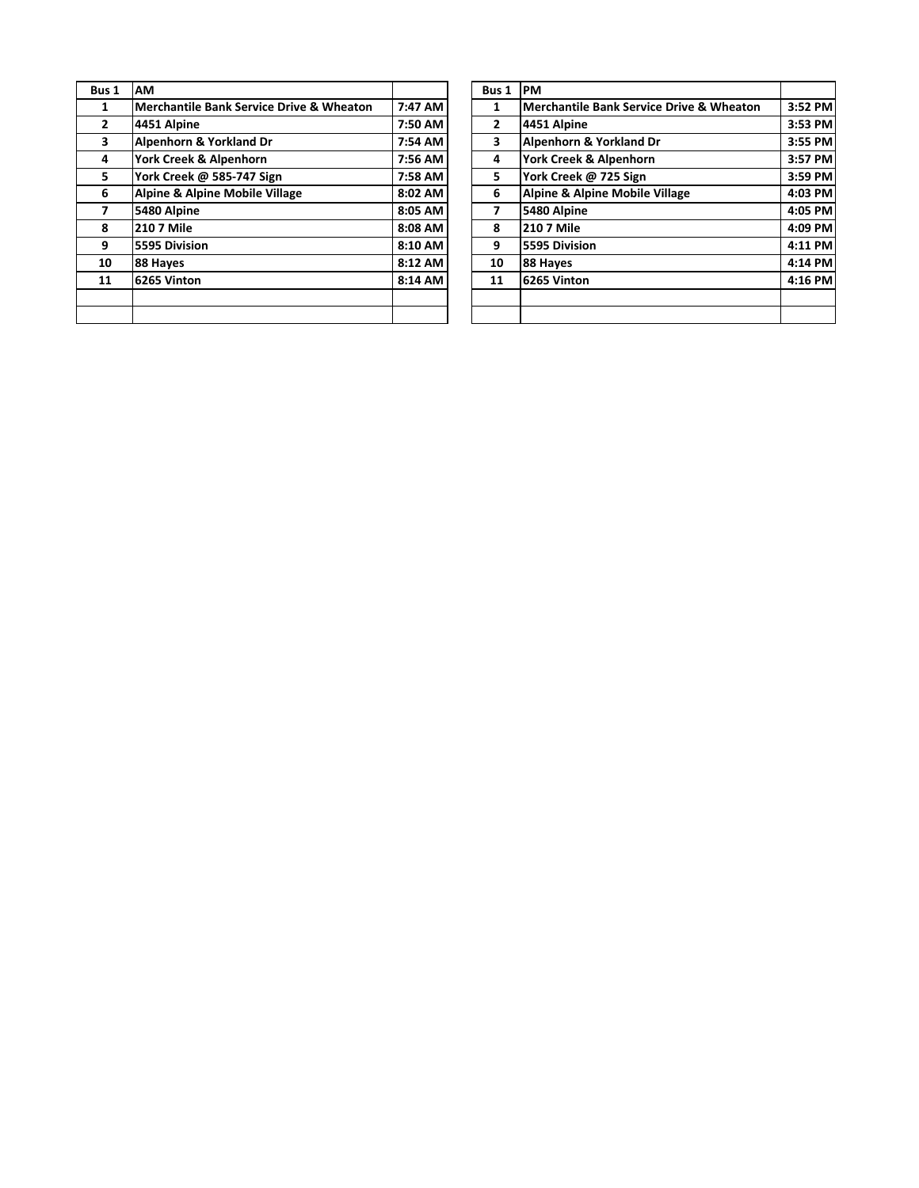| Bus 1 | AM | |
|---|---|---|
| 1 | Merchantile Bank Service Drive & Wheaton | 7:47 AM |
| 2 | 4451 Alpine | 7:50 AM |
| 3 | Alpenhorn & Yorkland Dr | 7:54 AM |
| 4 | York Creek & Alpenhorn | 7:56 AM |
| 5 | York Creek @ 585-747 Sign | 7:58 AM |
| 6 | Alpine & Alpine Mobile Village | 8:02 AM |
| 7 | 5480 Alpine | 8:05 AM |
| 8 | 210 7 Mile | 8:08 AM |
| 9 | 5595 Division | 8:10 AM |
| 10 | 88 Hayes | 8:12 AM |
| 11 | 6265 Vinton | 8:14 AM |
| | | |
| | | |

| Bus 1 | PM | |
|---|---|---|
| 1 | Merchantile Bank Service Drive & Wheaton | 3:52 PM |
| 2 | 4451 Alpine | 3:53 PM |
| 3 | Alpenhorn & Yorkland Dr | 3:55 PM |
| 4 | York Creek & Alpenhorn | 3:57 PM |
| 5 | York Creek @ 725 Sign | 3:59 PM |
| 6 | Alpine & Alpine Mobile Village | 4:03 PM |
| 7 | 5480 Alpine | 4:05 PM |
| 8 | 210 7 Mile | 4:09 PM |
| 9 | 5595 Division | 4:11 PM |
| 10 | 88 Hayes | 4:14 PM |
| 11 | 6265 Vinton | 4:16 PM |
| | | |
| | | |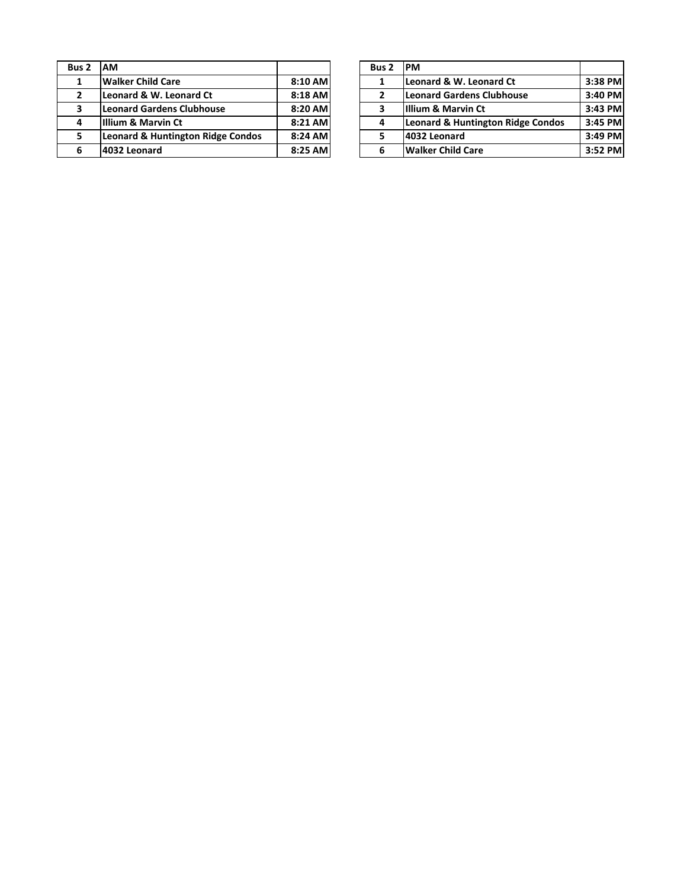| Bus 2 | AM | |
|---|---|---|
| 1 | Walker Child Care | 8:10 AM |
| 2 | Leonard & W. Leonard Ct | 8:18 AM |
| 3 | Leonard Gardens Clubhouse | 8:20 AM |
| 4 | Illium & Marvin Ct | 8:21 AM |
| 5 | Leonard & Huntington Ridge Condos | 8:24 AM |
| 6 | 4032 Leonard | 8:25 AM |

| Bus 2 | PM | |
|---|---|---|
| 1 | Leonard & W. Leonard Ct | 3:38 PM |
| 2 | Leonard Gardens Clubhouse | 3:40 PM |
| 3 | Illium & Marvin Ct | 3:43 PM |
| 4 | Leonard & Huntington Ridge Condos | 3:45 PM |
| 5 | 4032 Leonard | 3:49 PM |
| 6 | Walker Child Care | 3:52 PM |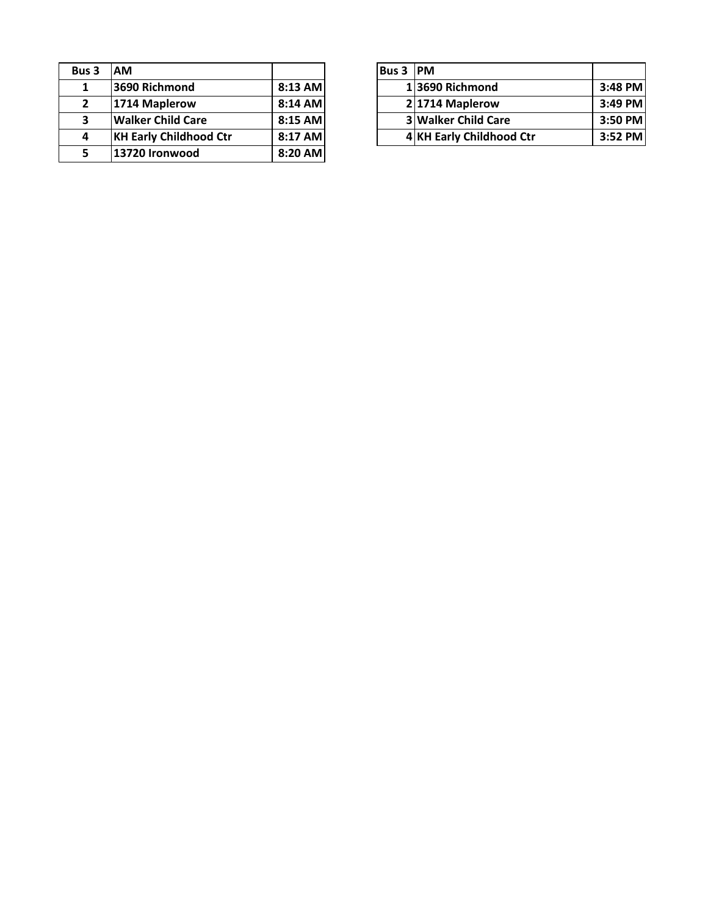| Bus 3 | AM | |
|---|---|---|
| 1 | 3690 Richmond | 8:13 AM |
| 2 | 1714 Maplerow | 8:14 AM |
| 3 | Walker Child Care | 8:15 AM |
| 4 | KH Early Childhood Ctr | 8:17 AM |
| 5 | 13720 Ironwood | 8:20 AM |

| Bus 3 | PM | |
|---|---|---|
| 1 | 3690 Richmond | 3:48 PM |
| 2 | 1714 Maplerow | 3:49 PM |
| 3 | Walker Child Care | 3:50 PM |
| 4 | KH Early Childhood Ctr | 3:52 PM |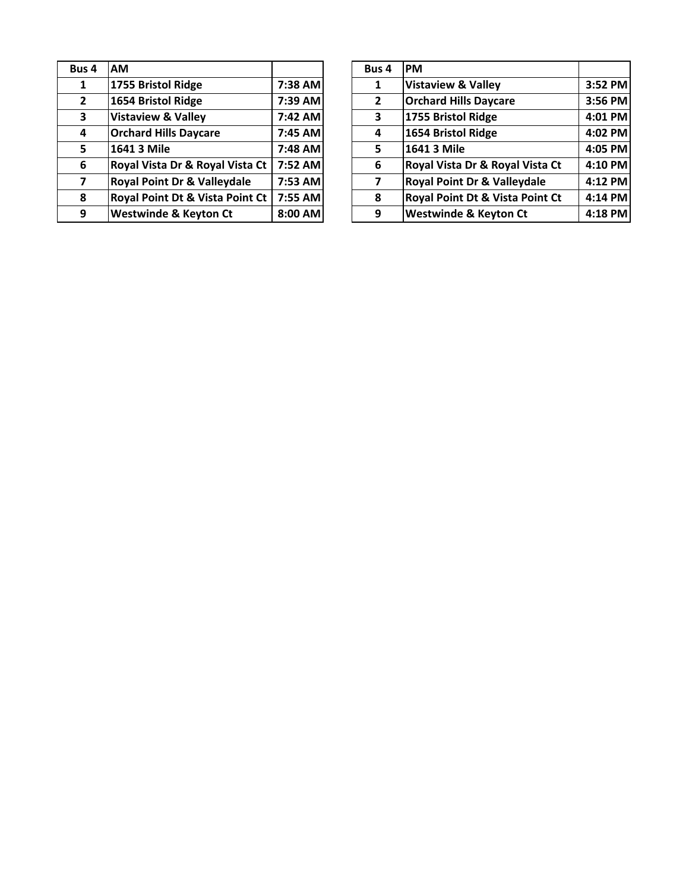| Bus 4 | AM | |
| --- | --- | --- |
| 1 | 1755 Bristol Ridge | 7:38 AM |
| 2 | 1654 Bristol Ridge | 7:39 AM |
| 3 | Vistaview & Valley | 7:42 AM |
| 4 | Orchard Hills Daycare | 7:45 AM |
| 5 | 1641 3 Mile | 7:48 AM |
| 6 | Royal Vista Dr & Royal Vista Ct | 7:52 AM |
| 7 | Royal Point Dr & Valleydale | 7:53 AM |
| 8 | Royal Point Dt & Vista Point Ct | 7:55 AM |
| 9 | Westwinde & Keyton Ct | 8:00 AM |

| Bus 4 | PM | |
| --- | --- | --- |
| 1 | Vistaview & Valley | 3:52 PM |
| 2 | Orchard Hills Daycare | 3:56 PM |
| 3 | 1755 Bristol Ridge | 4:01 PM |
| 4 | 1654 Bristol Ridge | 4:02 PM |
| 5 | 1641 3 Mile | 4:05 PM |
| 6 | Royal Vista Dr & Royal Vista Ct | 4:10 PM |
| 7 | Royal Point Dr & Valleydale | 4:12 PM |
| 8 | Royal Point Dt & Vista Point Ct | 4:14 PM |
| 9 | Westwinde & Keyton Ct | 4:18 PM |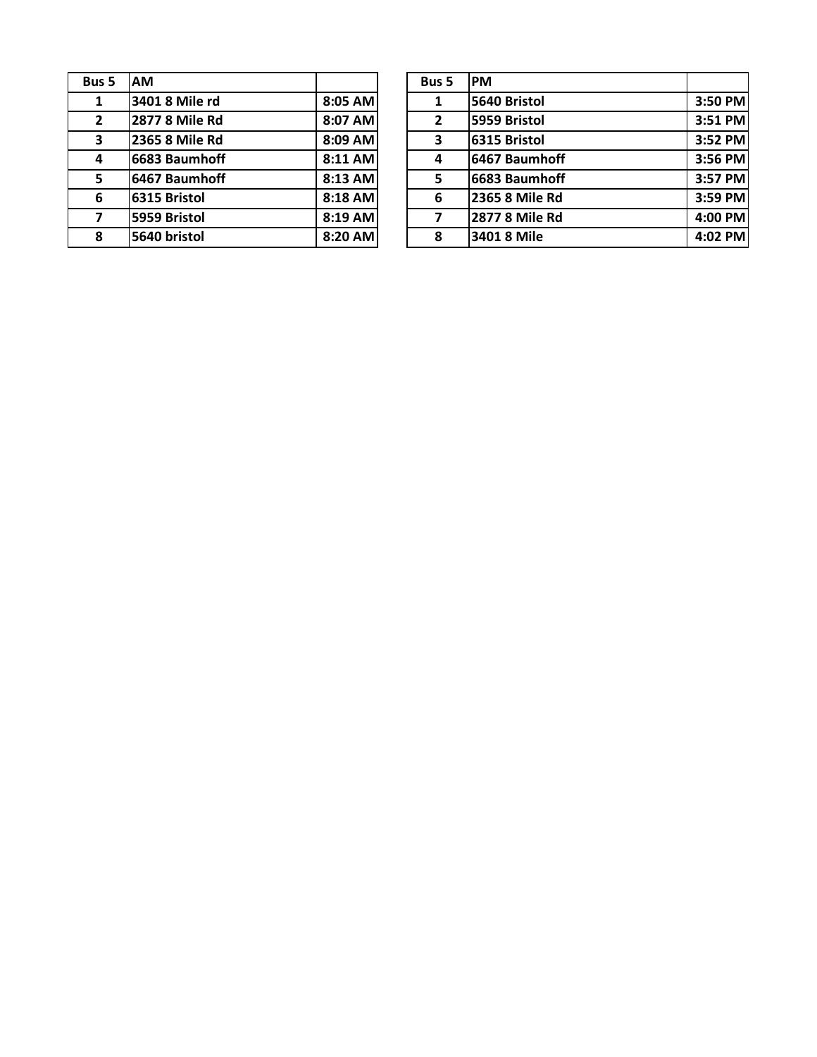| Bus 5 | AM | |
|---|---|---|
| 1 | 3401 8 Mile rd | 8:05 AM |
| 2 | 2877 8 Mile Rd | 8:07 AM |
| 3 | 2365 8 Mile Rd | 8:09 AM |
| 4 | 6683 Baumhoff | 8:11 AM |
| 5 | 6467 Baumhoff | 8:13 AM |
| 6 | 6315 Bristol | 8:18 AM |
| 7 | 5959 Bristol | 8:19 AM |
| 8 | 5640 bristol | 8:20 AM |

| Bus 5 | PM | |
|---|---|---|
| 1 | 5640 Bristol | 3:50 PM |
| 2 | 5959 Bristol | 3:51 PM |
| 3 | 6315 Bristol | 3:52 PM |
| 4 | 6467 Baumhoff | 3:56 PM |
| 5 | 6683 Baumhoff | 3:57 PM |
| 6 | 2365 8 Mile Rd | 3:59 PM |
| 7 | 2877 8 Mile Rd | 4:00 PM |
| 8 | 3401 8 Mile | 4:02 PM |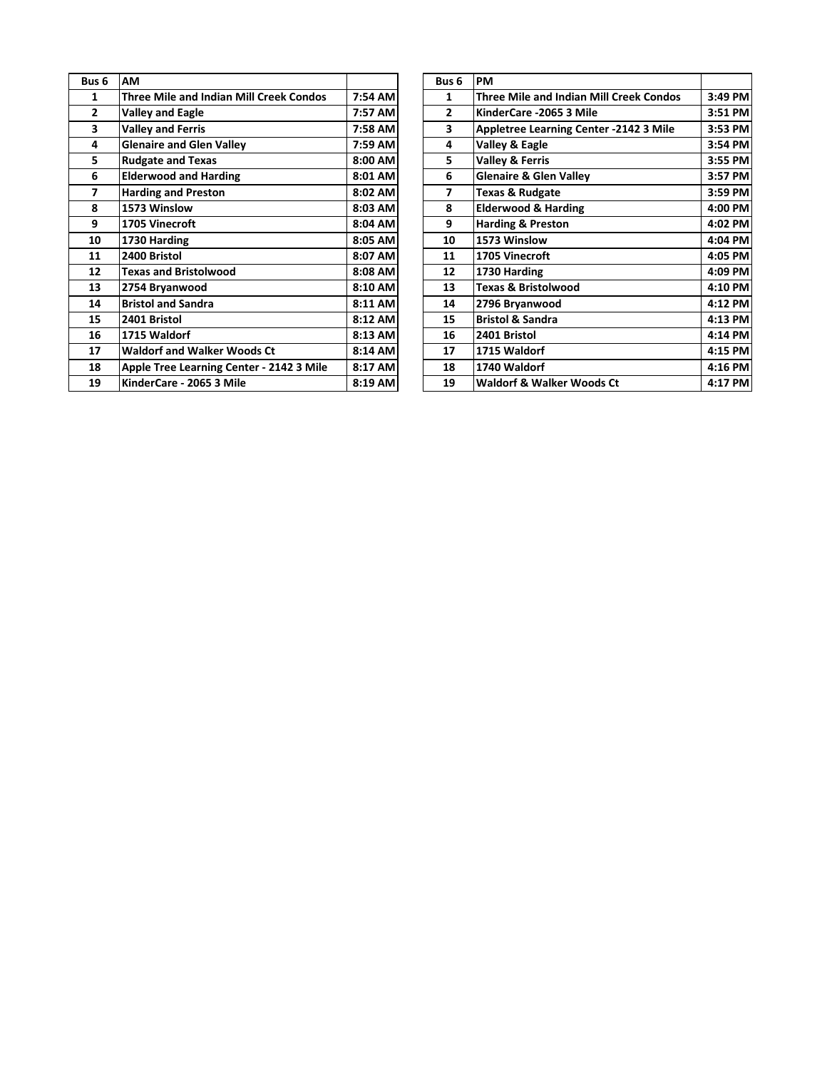| Bus 6 | AM | |
|---|---|---|
| 1 | Three Mile and Indian Mill Creek Condos | 7:54 AM |
| 2 | Valley and Eagle | 7:57 AM |
| 3 | Valley and Ferris | 7:58 AM |
| 4 | Glenaire and Glen Valley | 7:59 AM |
| 5 | Rudgate and Texas | 8:00 AM |
| 6 | Elderwood and Harding | 8:01 AM |
| 7 | Harding and Preston | 8:02 AM |
| 8 | 1573 Winslow | 8:03 AM |
| 9 | 1705 Vinecroft | 8:04 AM |
| 10 | 1730 Harding | 8:05 AM |
| 11 | 2400 Bristol | 8:07 AM |
| 12 | Texas and Bristolwood | 8:08 AM |
| 13 | 2754 Bryanwood | 8:10 AM |
| 14 | Bristol and Sandra | 8:11 AM |
| 15 | 2401 Bristol | 8:12 AM |
| 16 | 1715 Waldorf | 8:13 AM |
| 17 | Waldorf and Walker Woods Ct | 8:14 AM |
| 18 | Apple Tree Learning Center - 2142 3 Mile | 8:17 AM |
| 19 | KinderCare - 2065 3 Mile | 8:19 AM |

| Bus 6 | PM | |
|---|---|---|
| 1 | Three Mile and Indian Mill Creek Condos | 3:49 PM |
| 2 | KinderCare -2065 3 Mile | 3:51 PM |
| 3 | Appletree Learning Center -2142 3 Mile | 3:53 PM |
| 4 | Valley & Eagle | 3:54 PM |
| 5 | Valley & Ferris | 3:55 PM |
| 6 | Glenaire & Glen Valley | 3:57 PM |
| 7 | Texas & Rudgate | 3:59 PM |
| 8 | Elderwood & Harding | 4:00 PM |
| 9 | Harding & Preston | 4:02 PM |
| 10 | 1573 Winslow | 4:04 PM |
| 11 | 1705 Vinecroft | 4:05 PM |
| 12 | 1730 Harding | 4:09 PM |
| 13 | Texas & Bristolwood | 4:10 PM |
| 14 | 2796 Bryanwood | 4:12 PM |
| 15 | Bristol & Sandra | 4:13 PM |
| 16 | 2401 Bristol | 4:14 PM |
| 17 | 1715 Waldorf | 4:15 PM |
| 18 | 1740 Waldorf | 4:16 PM |
| 19 | Waldorf & Walker Woods Ct | 4:17 PM |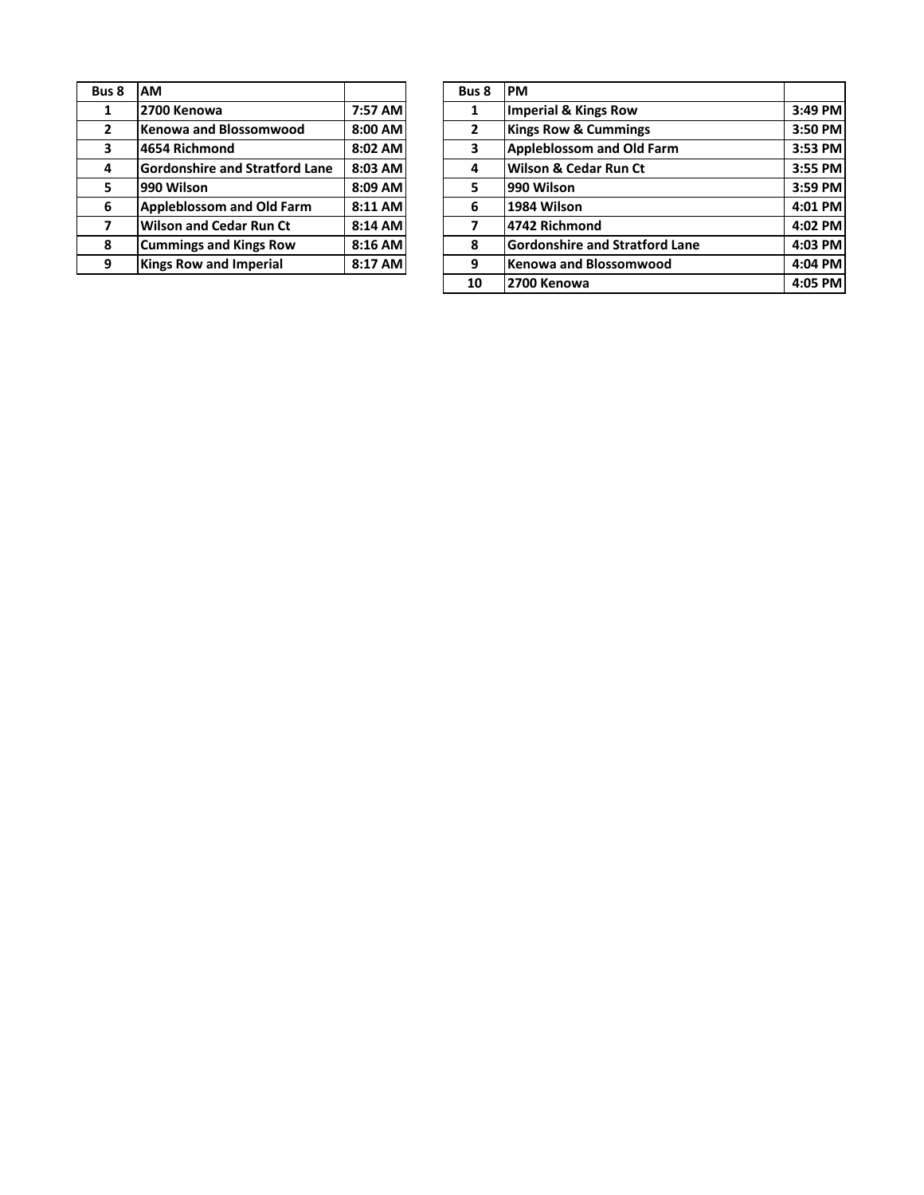| Bus 8 | AM | |
|---|---|---|
| 1 | 2700 Kenowa | 7:57 AM |
| 2 | Kenowa and Blossomwood | 8:00 AM |
| 3 | 4654 Richmond | 8:02 AM |
| 4 | Gordonshire and Stratford Lane | 8:03 AM |
| 5 | 990 Wilson | 8:09 AM |
| 6 | Appleblossom and Old Farm | 8:11 AM |
| 7 | Wilson and Cedar Run Ct | 8:14 AM |
| 8 | Cummings and Kings Row | 8:16 AM |
| 9 | Kings Row and Imperial | 8:17 AM |

| Bus 8 | PM | |
|---|---|---|
| 1 | Imperial & Kings Row | 3:49 PM |
| 2 | Kings Row & Cummings | 3:50 PM |
| 3 | Appleblossom and Old Farm | 3:53 PM |
| 4 | Wilson & Cedar Run Ct | 3:55 PM |
| 5 | 990 Wilson | 3:59 PM |
| 6 | 1984 Wilson | 4:01 PM |
| 7 | 4742 Richmond | 4:02 PM |
| 8 | Gordonshire and Stratford Lane | 4:03 PM |
| 9 | Kenowa and Blossomwood | 4:04 PM |
| 10 | 2700 Kenowa | 4:05 PM |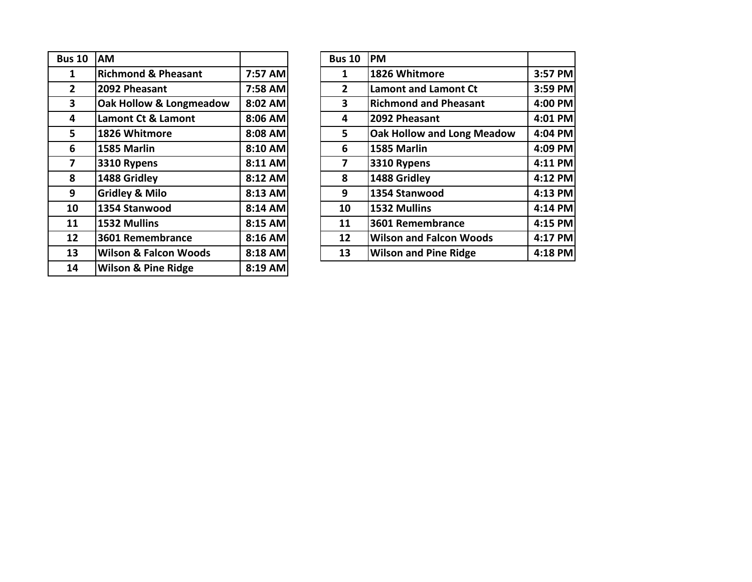| Bus 10 | AM | |
|---|---|---|
| 1 | Richmond & Pheasant | 7:57 AM |
| 2 | 2092 Pheasant | 7:58 AM |
| 3 | Oak Hollow & Longmeadow | 8:02 AM |
| 4 | Lamont Ct & Lamont | 8:06 AM |
| 5 | 1826 Whitmore | 8:08 AM |
| 6 | 1585 Marlin | 8:10 AM |
| 7 | 3310 Rypens | 8:11 AM |
| 8 | 1488 Gridley | 8:12 AM |
| 9 | Gridley & Milo | 8:13 AM |
| 10 | 1354 Stanwood | 8:14 AM |
| 11 | 1532 Mullins | 8:15 AM |
| 12 | 3601 Remembrance | 8:16 AM |
| 13 | Wilson & Falcon Woods | 8:18 AM |
| 14 | Wilson & Pine Ridge | 8:19 AM |

| Bus 10 | PM | |
|---|---|---|
| 1 | 1826 Whitmore | 3:57 PM |
| 2 | Lamont and Lamont Ct | 3:59 PM |
| 3 | Richmond and Pheasant | 4:00 PM |
| 4 | 2092 Pheasant | 4:01 PM |
| 5 | Oak Hollow and Long Meadow | 4:04 PM |
| 6 | 1585 Marlin | 4:09 PM |
| 7 | 3310 Rypens | 4:11 PM |
| 8 | 1488 Gridley | 4:12 PM |
| 9 | 1354 Stanwood | 4:13 PM |
| 10 | 1532 Mullins | 4:14 PM |
| 11 | 3601 Remembrance | 4:15 PM |
| 12 | Wilson and Falcon Woods | 4:17 PM |
| 13 | Wilson and Pine Ridge | 4:18 PM |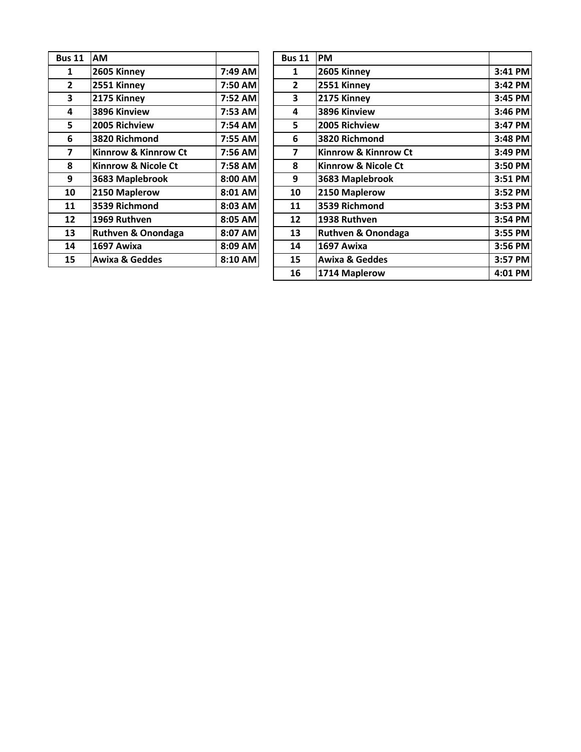| Bus 11 | AM | |
|---|---|---|
| 1 | 2605 Kinney | 7:49 AM |
| 2 | 2551 Kinney | 7:50 AM |
| 3 | 2175 Kinney | 7:52 AM |
| 4 | 3896 Kinview | 7:53 AM |
| 5 | 2005 Richview | 7:54 AM |
| 6 | 3820 Richmond | 7:55 AM |
| 7 | Kinnrow & Kinnrow Ct | 7:56 AM |
| 8 | Kinnrow & Nicole Ct | 7:58 AM |
| 9 | 3683 Maplebrook | 8:00 AM |
| 10 | 2150 Maplerow | 8:01 AM |
| 11 | 3539 Richmond | 8:03 AM |
| 12 | 1969 Ruthven | 8:05 AM |
| 13 | Ruthven & Onondaga | 8:07 AM |
| 14 | 1697 Awixa | 8:09 AM |
| 15 | Awixa & Geddes | 8:10 AM |

| Bus 11 | PM | |
|---|---|---|
| 1 | 2605 Kinney | 3:41 PM |
| 2 | 2551 Kinney | 3:42 PM |
| 3 | 2175 Kinney | 3:45 PM |
| 4 | 3896 Kinview | 3:46 PM |
| 5 | 2005 Richview | 3:47 PM |
| 6 | 3820 Richmond | 3:48 PM |
| 7 | Kinnrow & Kinnrow Ct | 3:49 PM |
| 8 | Kinnrow & Nicole Ct | 3:50 PM |
| 9 | 3683 Maplebrook | 3:51 PM |
| 10 | 2150 Maplerow | 3:52 PM |
| 11 | 3539 Richmond | 3:53 PM |
| 12 | 1938 Ruthven | 3:54 PM |
| 13 | Ruthven & Onondaga | 3:55 PM |
| 14 | 1697 Awixa | 3:56 PM |
| 15 | Awixa & Geddes | 3:57 PM |
| 16 | 1714 Maplerow | 4:01 PM |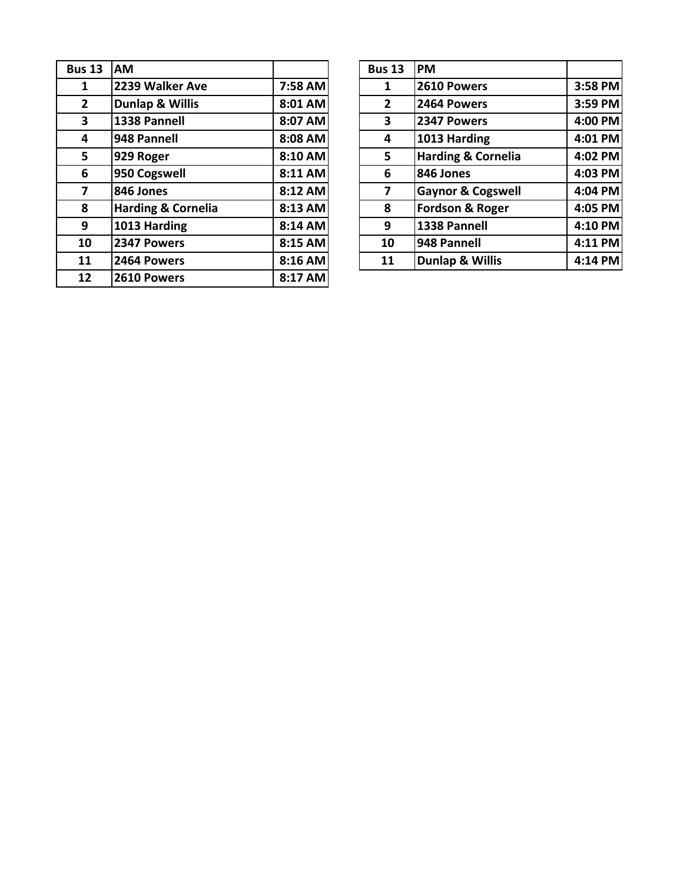| Bus 13 | AM | |
|---|---|---|
| 1 | 2239 Walker Ave | 7:58 AM |
| 2 | Dunlap & Willis | 8:01 AM |
| 3 | 1338 Pannell | 8:07 AM |
| 4 | 948 Pannell | 8:08 AM |
| 5 | 929 Roger | 8:10 AM |
| 6 | 950 Cogswell | 8:11 AM |
| 7 | 846 Jones | 8:12 AM |
| 8 | Harding & Cornelia | 8:13 AM |
| 9 | 1013 Harding | 8:14 AM |
| 10 | 2347 Powers | 8:15 AM |
| 11 | 2464 Powers | 8:16 AM |
| 12 | 2610 Powers | 8:17 AM |

| Bus 13 | PM | |
|---|---|---|
| 1 | 2610 Powers | 3:58 PM |
| 2 | 2464 Powers | 3:59 PM |
| 3 | 2347 Powers | 4:00 PM |
| 4 | 1013 Harding | 4:01 PM |
| 5 | Harding & Cornelia | 4:02 PM |
| 6 | 846 Jones | 4:03 PM |
| 7 | Gaynor & Cogswell | 4:04 PM |
| 8 | Fordson & Roger | 4:05 PM |
| 9 | 1338 Pannell | 4:10 PM |
| 10 | 948 Pannell | 4:11 PM |
| 11 | Dunlap & Willis | 4:14 PM |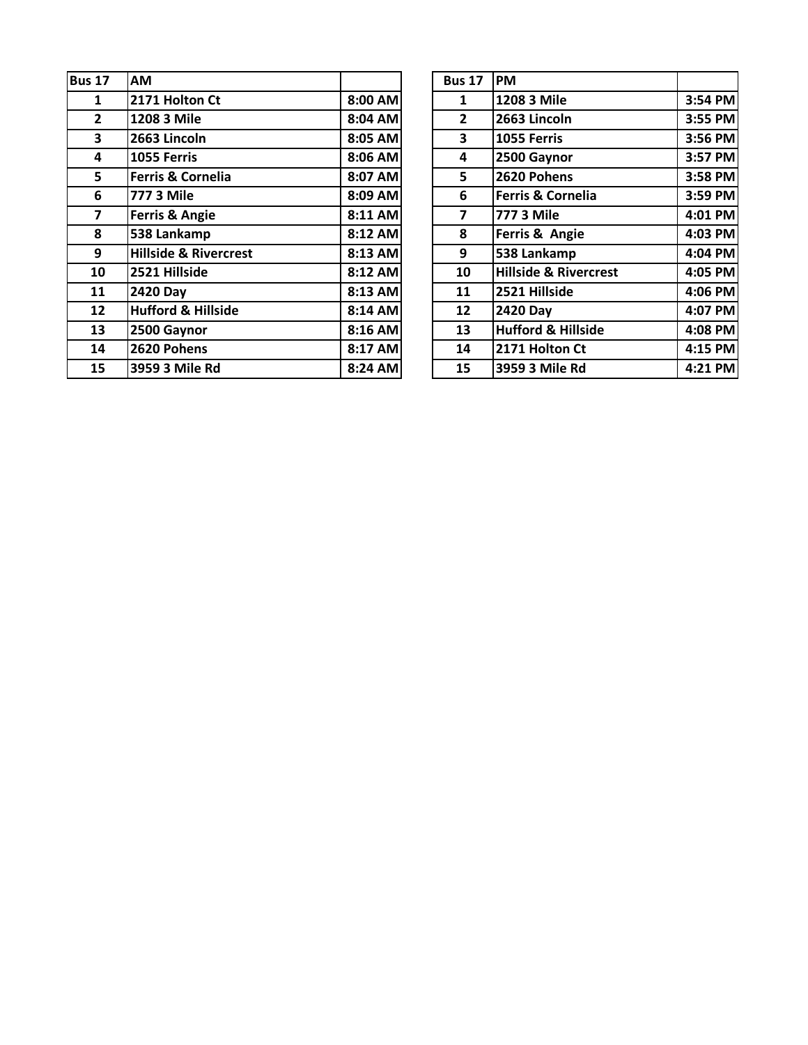| Bus 17 | AM | |
|---|---|---|
| 1 | 2171 Holton Ct | 8:00 AM |
| 2 | 1208 3 Mile | 8:04 AM |
| 3 | 2663 Lincoln | 8:05 AM |
| 4 | 1055 Ferris | 8:06 AM |
| 5 | Ferris & Cornelia | 8:07 AM |
| 6 | 777 3 Mile | 8:09 AM |
| 7 | Ferris & Angie | 8:11 AM |
| 8 | 538 Lankamp | 8:12 AM |
| 9 | Hillside & Rivercrest | 8:13 AM |
| 10 | 2521 Hillside | 8:12 AM |
| 11 | 2420 Day | 8:13 AM |
| 12 | Hufford & Hillside | 8:14 AM |
| 13 | 2500 Gaynor | 8:16 AM |
| 14 | 2620 Pohens | 8:17 AM |
| 15 | 3959 3 Mile Rd | 8:24 AM |

| Bus 17 | PM | |
|---|---|---|
| 1 | 1208 3 Mile | 3:54 PM |
| 2 | 2663 Lincoln | 3:55 PM |
| 3 | 1055 Ferris | 3:56 PM |
| 4 | 2500 Gaynor | 3:57 PM |
| 5 | 2620 Pohens | 3:58 PM |
| 6 | Ferris & Cornelia | 3:59 PM |
| 7 | 777 3 Mile | 4:01 PM |
| 8 | Ferris & Angie | 4:03 PM |
| 9 | 538 Lankamp | 4:04 PM |
| 10 | Hillside & Rivercrest | 4:05 PM |
| 11 | 2521 Hillside | 4:06 PM |
| 12 | 2420 Day | 4:07 PM |
| 13 | Hufford & Hillside | 4:08 PM |
| 14 | 2171 Holton Ct | 4:15 PM |
| 15 | 3959 3 Mile Rd | 4:21 PM |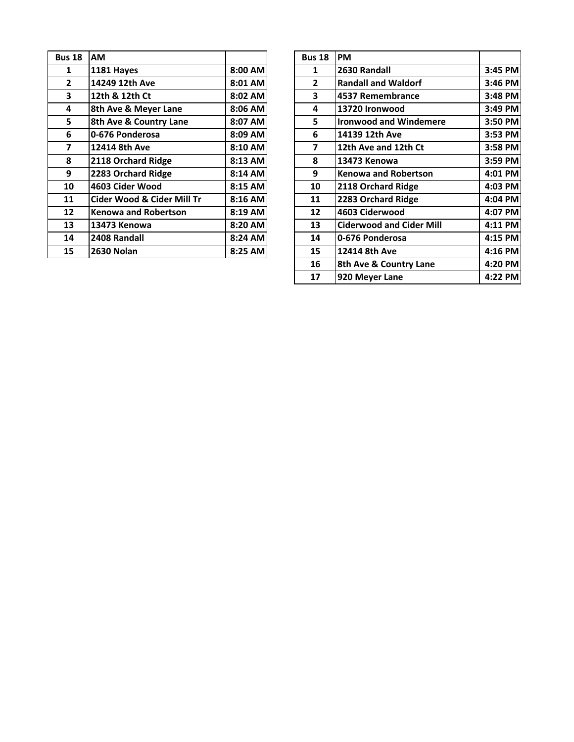| Bus 18 | AM | |
|---|---|---|
| 1 | 1181 Hayes | 8:00 AM |
| 2 | 14249 12th Ave | 8:01 AM |
| 3 | 12th & 12th Ct | 8:02 AM |
| 4 | 8th Ave & Meyer Lane | 8:06 AM |
| 5 | 8th Ave & Country Lane | 8:07 AM |
| 6 | 0-676 Ponderosa | 8:09 AM |
| 7 | 12414 8th Ave | 8:10 AM |
| 8 | 2118 Orchard Ridge | 8:13 AM |
| 9 | 2283 Orchard Ridge | 8:14 AM |
| 10 | 4603 Cider Wood | 8:15 AM |
| 11 | Cider Wood & Cider Mill Tr | 8:16 AM |
| 12 | Kenowa and Robertson | 8:19 AM |
| 13 | 13473 Kenowa | 8:20 AM |
| 14 | 2408 Randall | 8:24 AM |
| 15 | 2630 Nolan | 8:25 AM |

| Bus 18 | PM | |
|---|---|---|
| 1 | 2630 Randall | 3:45 PM |
| 2 | Randall and Waldorf | 3:46 PM |
| 3 | 4537 Remembrance | 3:48 PM |
| 4 | 13720 Ironwood | 3:49 PM |
| 5 | Ironwood and Windemere | 3:50 PM |
| 6 | 14139 12th Ave | 3:53 PM |
| 7 | 12th Ave and 12th Ct | 3:58 PM |
| 8 | 13473 Kenowa | 3:59 PM |
| 9 | Kenowa and Robertson | 4:01 PM |
| 10 | 2118 Orchard Ridge | 4:03 PM |
| 11 | 2283 Orchard Ridge | 4:04 PM |
| 12 | 4603 Ciderwood | 4:07 PM |
| 13 | Ciderwood and Cider Mill | 4:11 PM |
| 14 | 0-676 Ponderosa | 4:15 PM |
| 15 | 12414 8th Ave | 4:16 PM |
| 16 | 8th Ave & Country Lane | 4:20 PM |
| 17 | 920 Meyer Lane | 4:22 PM |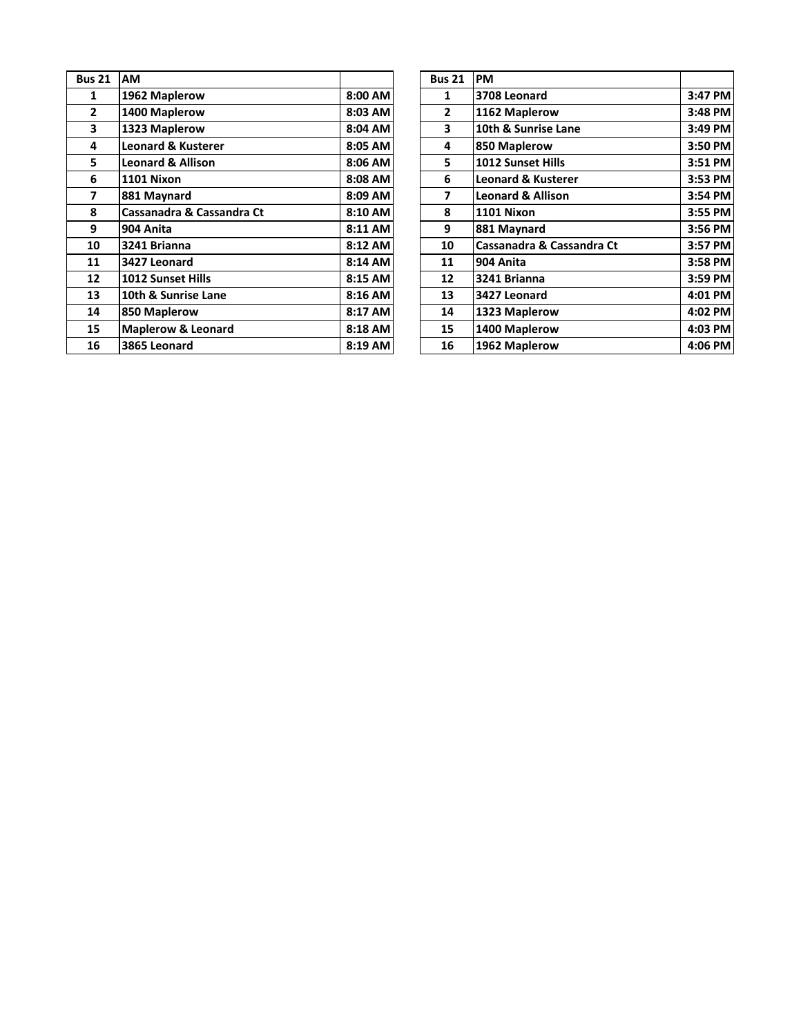| Bus 21 | AM | |
|---|---|---|
| 1 | 1962 Maplerow | 8:00 AM |
| 2 | 1400 Maplerow | 8:03 AM |
| 3 | 1323 Maplerow | 8:04 AM |
| 4 | Leonard & Kusterer | 8:05 AM |
| 5 | Leonard & Allison | 8:06 AM |
| 6 | 1101 Nixon | 8:08 AM |
| 7 | 881 Maynard | 8:09 AM |
| 8 | Cassanadra & Cassandra Ct | 8:10 AM |
| 9 | 904 Anita | 8:11 AM |
| 10 | 3241 Brianna | 8:12 AM |
| 11 | 3427 Leonard | 8:14 AM |
| 12 | 1012 Sunset Hills | 8:15 AM |
| 13 | 10th & Sunrise Lane | 8:16 AM |
| 14 | 850 Maplerow | 8:17 AM |
| 15 | Maplerow & Leonard | 8:18 AM |
| 16 | 3865 Leonard | 8:19 AM |

| Bus 21 | PM | |
|---|---|---|
| 1 | 3708 Leonard | 3:47 PM |
| 2 | 1162 Maplerow | 3:48 PM |
| 3 | 10th & Sunrise Lane | 3:49 PM |
| 4 | 850 Maplerow | 3:50 PM |
| 5 | 1012 Sunset Hills | 3:51 PM |
| 6 | Leonard & Kusterer | 3:53 PM |
| 7 | Leonard & Allison | 3:54 PM |
| 8 | 1101 Nixon | 3:55 PM |
| 9 | 881 Maynard | 3:56 PM |
| 10 | Cassanadra & Cassandra Ct | 3:57 PM |
| 11 | 904 Anita | 3:58 PM |
| 12 | 3241 Brianna | 3:59 PM |
| 13 | 3427 Leonard | 4:01 PM |
| 14 | 1323 Maplerow | 4:02 PM |
| 15 | 1400 Maplerow | 4:03 PM |
| 16 | 1962 Maplerow | 4:06 PM |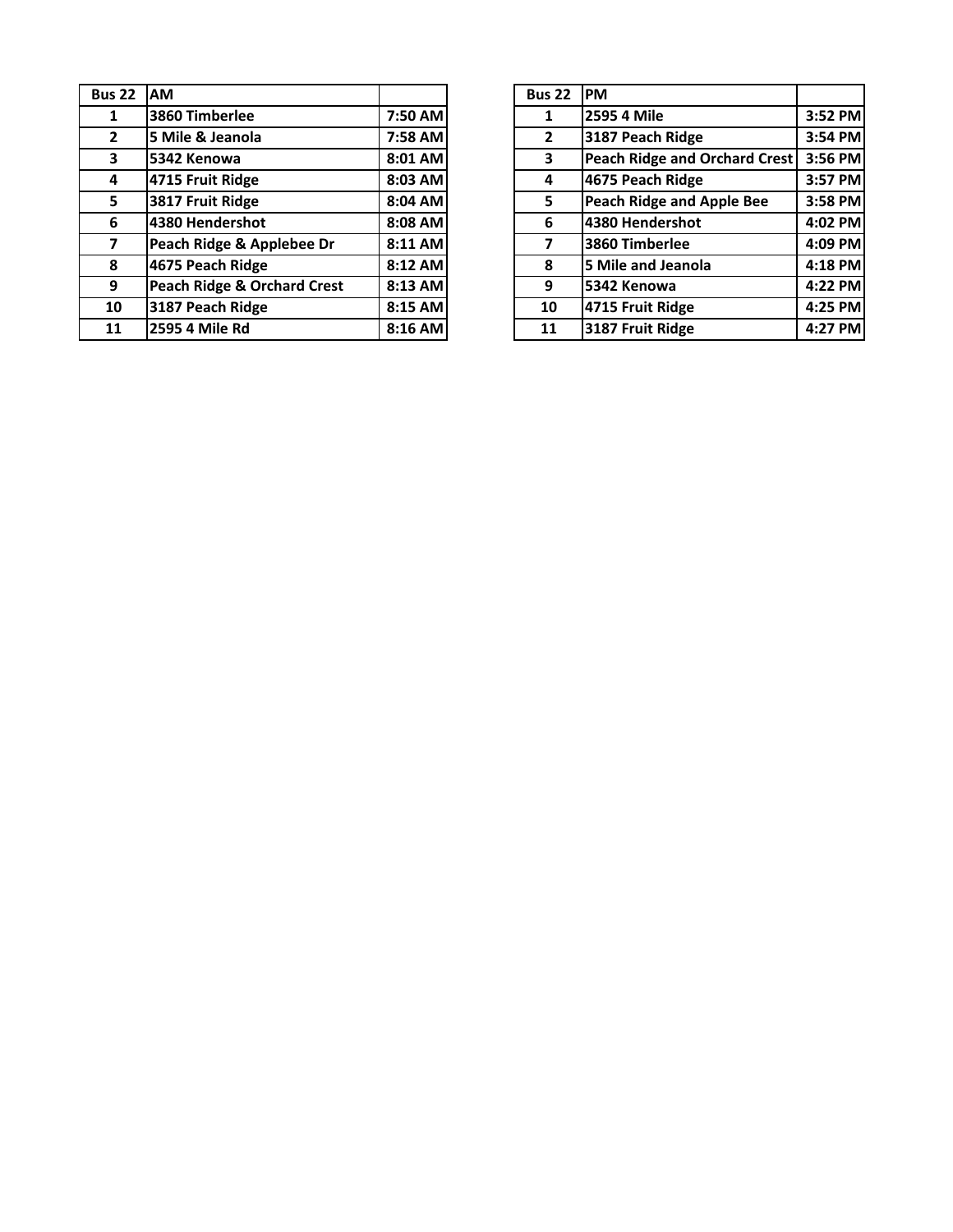| Bus 22 | AM | |
|---|---|---|
| 1 | 3860 Timberlee | 7:50 AM |
| 2 | 5 Mile & Jeanola | 7:58 AM |
| 3 | 5342 Kenowa | 8:01 AM |
| 4 | 4715 Fruit Ridge | 8:03 AM |
| 5 | 3817 Fruit Ridge | 8:04 AM |
| 6 | 4380 Hendershot | 8:08 AM |
| 7 | Peach Ridge & Applebee Dr | 8:11 AM |
| 8 | 4675 Peach Ridge | 8:12 AM |
| 9 | Peach Ridge & Orchard Crest | 8:13 AM |
| 10 | 3187 Peach Ridge | 8:15 AM |
| 11 | 2595 4 Mile Rd | 8:16 AM |

| Bus 22 | PM | |
|---|---|---|
| 1 | 2595 4 Mile | 3:52 PM |
| 2 | 3187 Peach Ridge | 3:54 PM |
| 3 | Peach Ridge and Orchard Crest | 3:56 PM |
| 4 | 4675 Peach Ridge | 3:57 PM |
| 5 | Peach Ridge and Apple Bee | 3:58 PM |
| 6 | 4380 Hendershot | 4:02 PM |
| 7 | 3860 Timberlee | 4:09 PM |
| 8 | 5 Mile and Jeanola | 4:18 PM |
| 9 | 5342 Kenowa | 4:22 PM |
| 10 | 4715 Fruit Ridge | 4:25 PM |
| 11 | 3187 Fruit Ridge | 4:27 PM |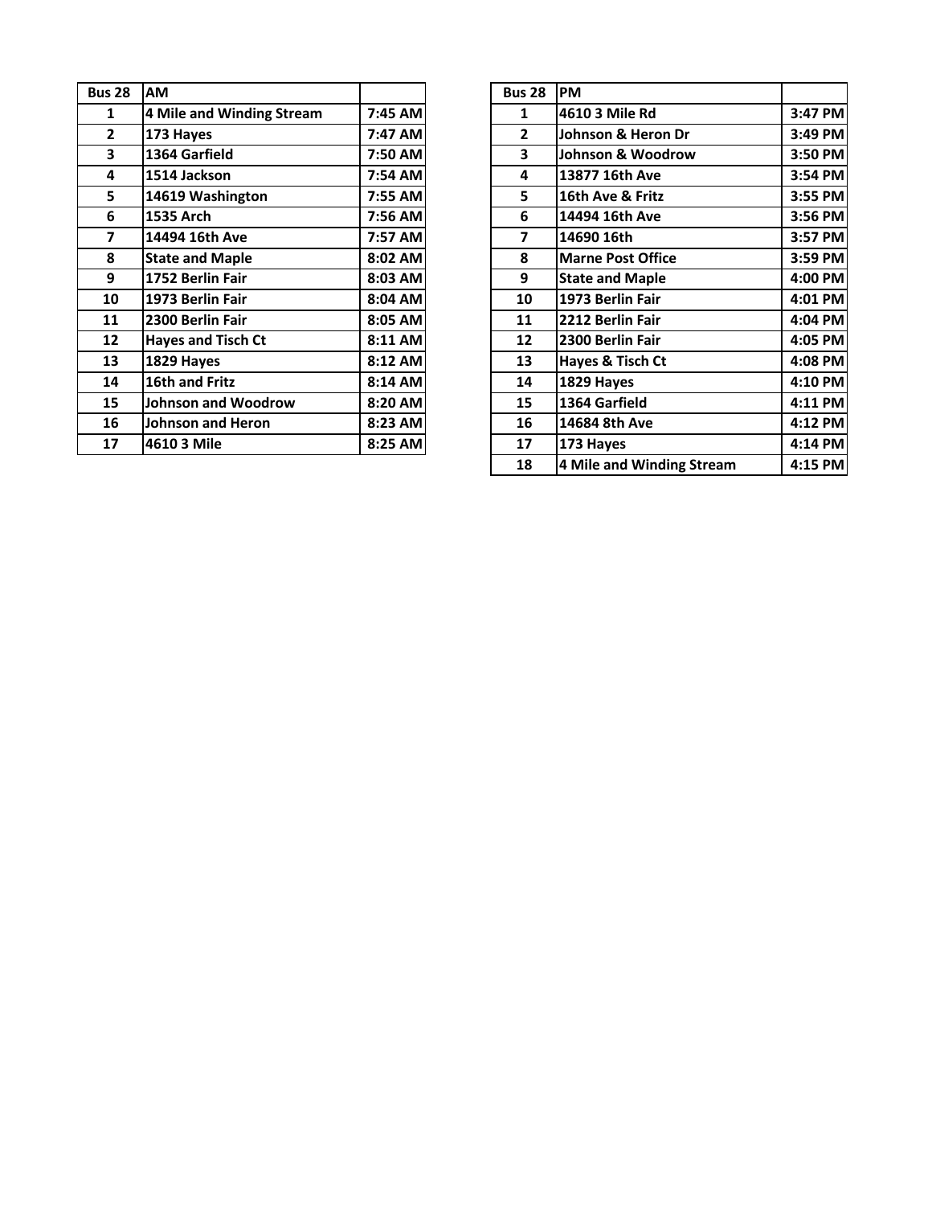| Bus 28 | AM | |
|---|---|---|
| 1 | 4 Mile and Winding Stream | 7:45 AM |
| 2 | 173 Hayes | 7:47 AM |
| 3 | 1364 Garfield | 7:50 AM |
| 4 | 1514 Jackson | 7:54 AM |
| 5 | 14619 Washington | 7:55 AM |
| 6 | 1535 Arch | 7:56 AM |
| 7 | 14494 16th Ave | 7:57 AM |
| 8 | State and Maple | 8:02 AM |
| 9 | 1752 Berlin Fair | 8:03 AM |
| 10 | 1973 Berlin Fair | 8:04 AM |
| 11 | 2300 Berlin Fair | 8:05 AM |
| 12 | Hayes and Tisch Ct | 8:11 AM |
| 13 | 1829 Hayes | 8:12 AM |
| 14 | 16th and Fritz | 8:14 AM |
| 15 | Johnson and Woodrow | 8:20 AM |
| 16 | Johnson and Heron | 8:23 AM |
| 17 | 4610 3 Mile | 8:25 AM |

| Bus 28 | PM | |
|---|---|---|
| 1 | 4610 3 Mile Rd | 3:47 PM |
| 2 | Johnson & Heron Dr | 3:49 PM |
| 3 | Johnson & Woodrow | 3:50 PM |
| 4 | 13877 16th Ave | 3:54 PM |
| 5 | 16th Ave & Fritz | 3:55 PM |
| 6 | 14494 16th Ave | 3:56 PM |
| 7 | 14690 16th | 3:57 PM |
| 8 | Marne Post Office | 3:59 PM |
| 9 | State and Maple | 4:00 PM |
| 10 | 1973 Berlin Fair | 4:01 PM |
| 11 | 2212 Berlin Fair | 4:04 PM |
| 12 | 2300 Berlin Fair | 4:05 PM |
| 13 | Hayes & Tisch Ct | 4:08 PM |
| 14 | 1829 Hayes | 4:10 PM |
| 15 | 1364 Garfield | 4:11 PM |
| 16 | 14684 8th Ave | 4:12 PM |
| 17 | 173 Hayes | 4:14 PM |
| 18 | 4 Mile and Winding Stream | 4:15 PM |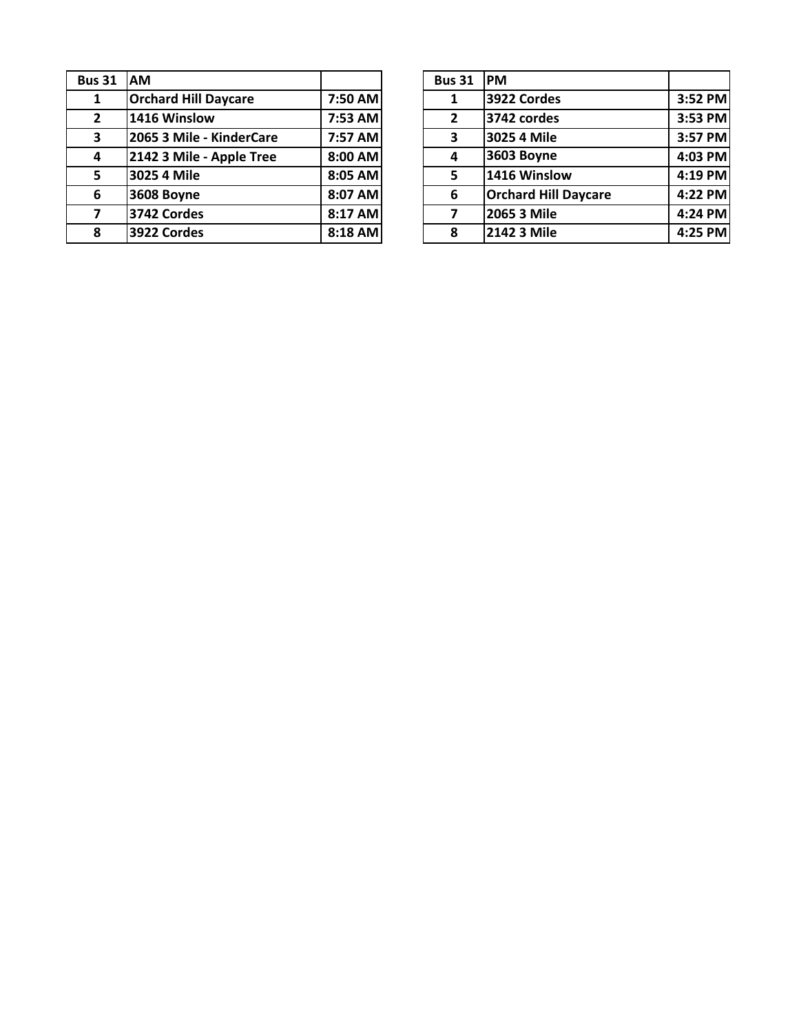| Bus 31 | AM | |
|---|---|---|
| 1 | Orchard Hill Daycare | 7:50 AM |
| 2 | 1416 Winslow | 7:53 AM |
| 3 | 2065 3 Mile - KinderCare | 7:57 AM |
| 4 | 2142 3 Mile - Apple Tree | 8:00 AM |
| 5 | 3025 4 Mile | 8:05 AM |
| 6 | 3608 Boyne | 8:07 AM |
| 7 | 3742 Cordes | 8:17 AM |
| 8 | 3922 Cordes | 8:18 AM |

| Bus 31 | PM | |
|---|---|---|
| 1 | 3922 Cordes | 3:52 PM |
| 2 | 3742 cordes | 3:53 PM |
| 3 | 3025 4 Mile | 3:57 PM |
| 4 | 3603 Boyne | 4:03 PM |
| 5 | 1416 Winslow | 4:19 PM |
| 6 | Orchard Hill Daycare | 4:22 PM |
| 7 | 2065 3 Mile | 4:24 PM |
| 8 | 2142 3 Mile | 4:25 PM |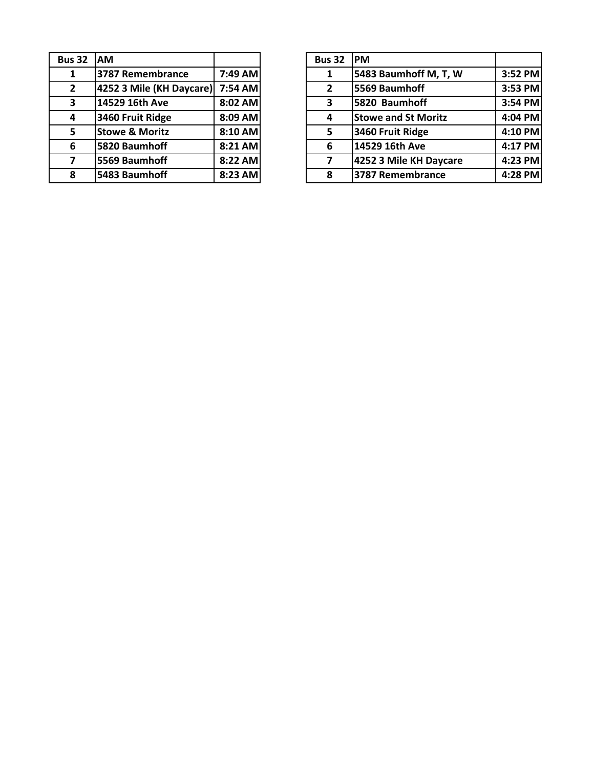| Bus 32 | AM | |
|---|---|---|
| 1 | 3787 Remembrance | 7:49 AM |
| 2 | 4252 3 Mile (KH Daycare) | 7:54 AM |
| 3 | 14529 16th Ave | 8:02 AM |
| 4 | 3460 Fruit Ridge | 8:09 AM |
| 5 | Stowe & Moritz | 8:10 AM |
| 6 | 5820 Baumhoff | 8:21 AM |
| 7 | 5569 Baumhoff | 8:22 AM |
| 8 | 5483 Baumhoff | 8:23 AM |

| Bus 32 | PM | |
|---|---|---|
| 1 | 5483 Baumhoff M, T, W | 3:52 PM |
| 2 | 5569 Baumhoff | 3:53 PM |
| 3 | 5820 Baumhoff | 3:54 PM |
| 4 | Stowe and St Moritz | 4:04 PM |
| 5 | 3460 Fruit Ridge | 4:10 PM |
| 6 | 14529 16th Ave | 4:17 PM |
| 7 | 4252 3 Mile KH Daycare | 4:23 PM |
| 8 | 3787 Remembrance | 4:28 PM |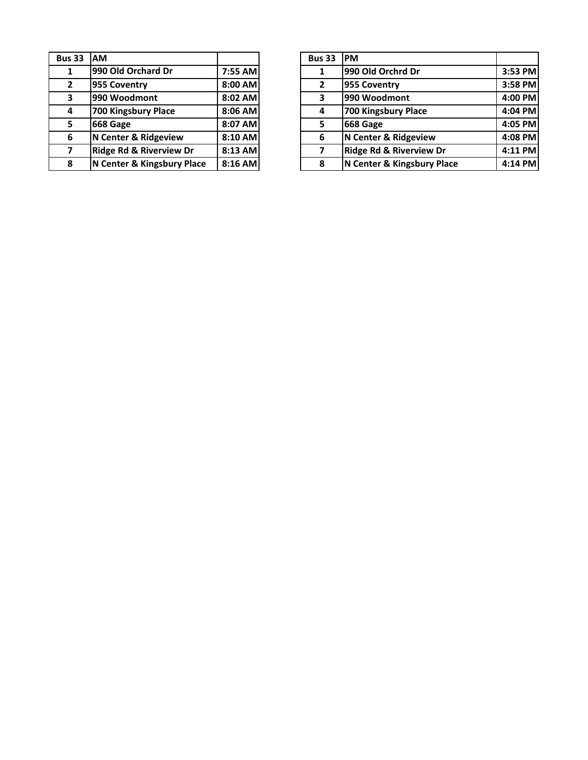| Bus 33 | AM | |
|---|---|---|
| 1 | 990 Old Orchard Dr | 7:55 AM |
| 2 | 955 Coventry | 8:00 AM |
| 3 | 990 Woodmont | 8:02 AM |
| 4 | 700 Kingsbury Place | 8:06 AM |
| 5 | 668 Gage | 8:07 AM |
| 6 | N Center & Ridgeview | 8:10 AM |
| 7 | Ridge Rd & Riverview Dr | 8:13 AM |
| 8 | N Center & Kingsbury Place | 8:16 AM |

| Bus 33 | PM | |
|---|---|---|
| 1 | 990 Old Orchrd Dr | 3:53 PM |
| 2 | 955 Coventry | 3:58 PM |
| 3 | 990 Woodmont | 4:00 PM |
| 4 | 700 Kingsbury Place | 4:04 PM |
| 5 | 668 Gage | 4:05 PM |
| 6 | N Center & Ridgeview | 4:08 PM |
| 7 | Ridge Rd & Riverview Dr | 4:11 PM |
| 8 | N Center & Kingsbury Place | 4:14 PM |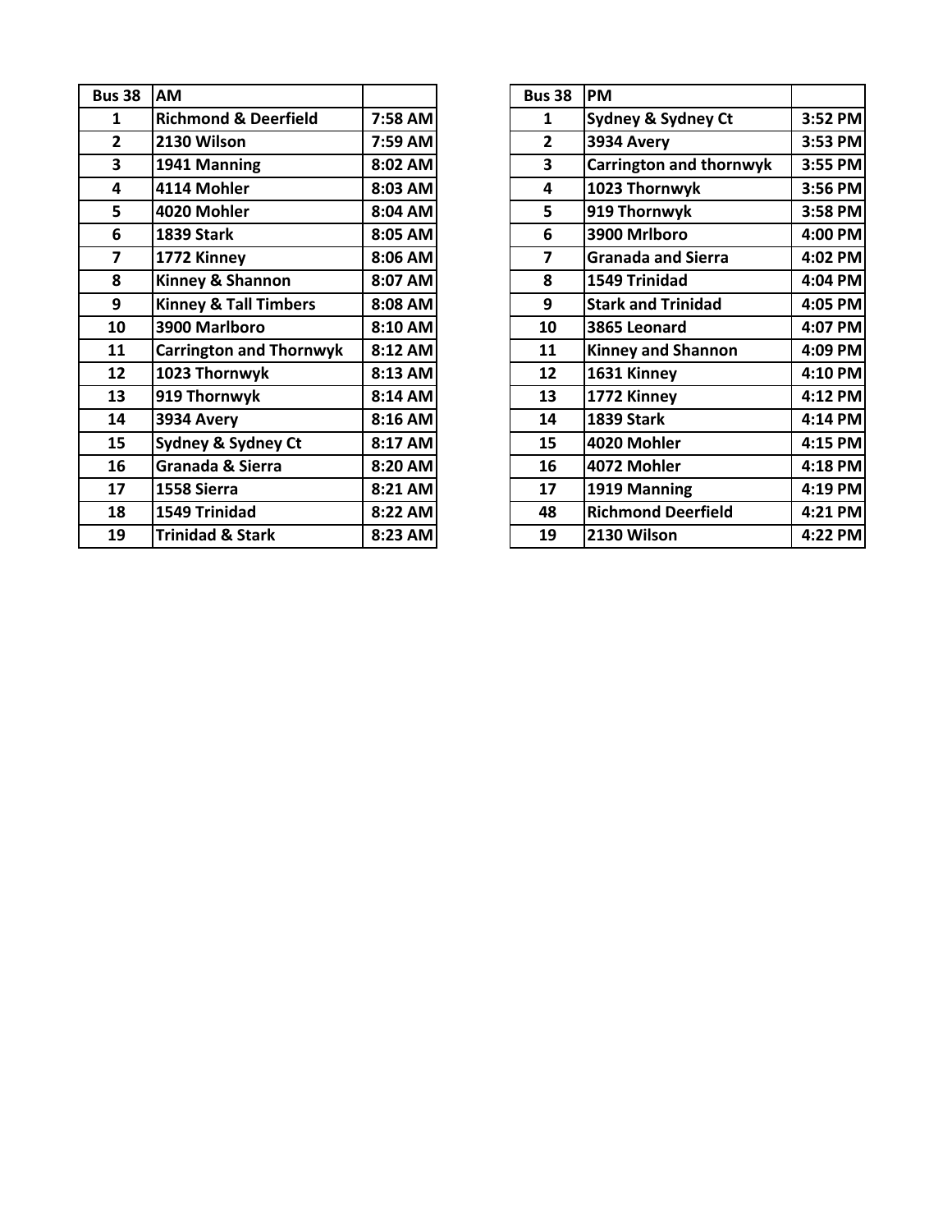| Bus 38 | AM | |
|---|---|---|
| 1 | Richmond & Deerfield | 7:58 AM |
| 2 | 2130 Wilson | 7:59 AM |
| 3 | 1941 Manning | 8:02 AM |
| 4 | 4114 Mohler | 8:03 AM |
| 5 | 4020 Mohler | 8:04 AM |
| 6 | 1839 Stark | 8:05 AM |
| 7 | 1772 Kinney | 8:06 AM |
| 8 | Kinney & Shannon | 8:07 AM |
| 9 | Kinney & Tall Timbers | 8:08 AM |
| 10 | 3900 Marlboro | 8:10 AM |
| 11 | Carrington and Thornwyk | 8:12 AM |
| 12 | 1023 Thornwyk | 8:13 AM |
| 13 | 919 Thornwyk | 8:14 AM |
| 14 | 3934 Avery | 8:16 AM |
| 15 | Sydney & Sydney Ct | 8:17 AM |
| 16 | Granada & Sierra | 8:20 AM |
| 17 | 1558 Sierra | 8:21 AM |
| 18 | 1549 Trinidad | 8:22 AM |
| 19 | Trinidad & Stark | 8:23 AM |

| Bus 38 | PM | |
|---|---|---|
| 1 | Sydney & Sydney Ct | 3:52 PM |
| 2 | 3934 Avery | 3:53 PM |
| 3 | Carrington and thornwyk | 3:55 PM |
| 4 | 1023 Thornwyk | 3:56 PM |
| 5 | 919 Thornwyk | 3:58 PM |
| 6 | 3900 Mrlboro | 4:00 PM |
| 7 | Granada and Sierra | 4:02 PM |
| 8 | 1549 Trinidad | 4:04 PM |
| 9 | Stark and Trinidad | 4:05 PM |
| 10 | 3865 Leonard | 4:07 PM |
| 11 | Kinney and Shannon | 4:09 PM |
| 12 | 1631 Kinney | 4:10 PM |
| 13 | 1772 Kinney | 4:12 PM |
| 14 | 1839 Stark | 4:14 PM |
| 15 | 4020 Mohler | 4:15 PM |
| 16 | 4072 Mohler | 4:18 PM |
| 17 | 1919 Manning | 4:19 PM |
| 48 | Richmond Deerfield | 4:21 PM |
| 19 | 2130 Wilson | 4:22 PM |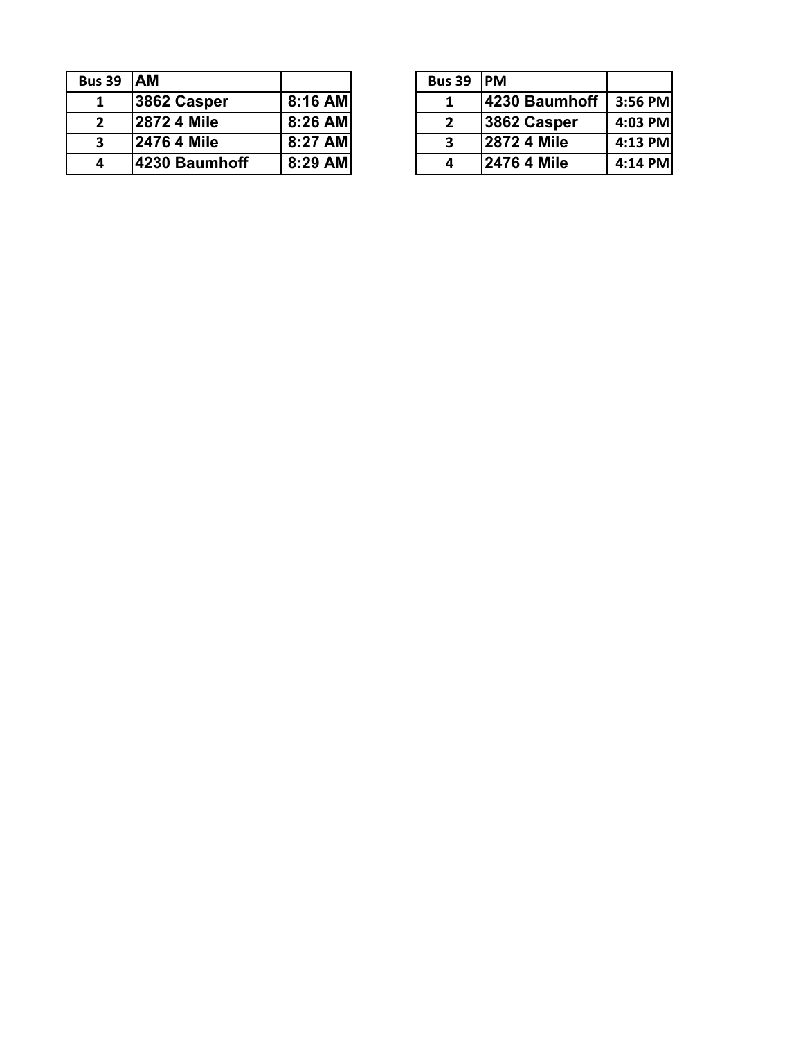| Bus 39 | AM | |
|---|---|---|
| 1 | 3862 Casper | 8:16 AM |
| 2 | 2872 4 Mile | 8:26 AM |
| 3 | 2476 4 Mile | 8:27 AM |
| 4 | 4230 Baumhoff | 8:29 AM |

| Bus 39 | PM | |
|---|---|---|
| 1 | 4230 Baumhoff | 3:56 PM |
| 2 | 3862 Casper | 4:03 PM |
| 3 | 2872 4 Mile | 4:13 PM |
| 4 | 2476 4 Mile | 4:14 PM |